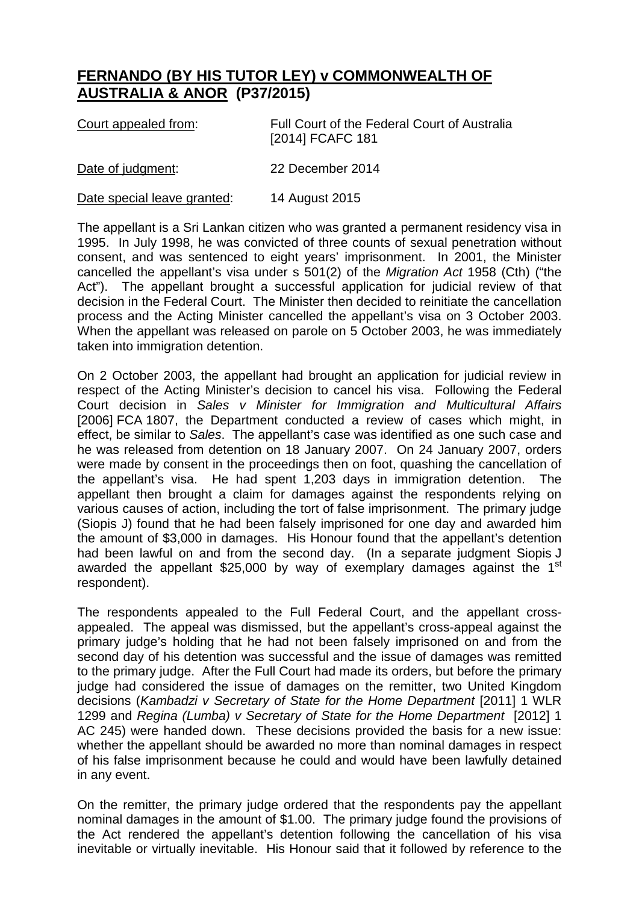# FERNANDO (BY HIS TUTOR LEY) v COMMONWEALTH OF AUSTRALIA & ANOR (P37/2015)

| | |
|---|---|
| Court appealed from: | Full Court of the Federal Court of Australia [2014] FCAFC 181 |
| Date of judgment: | 22 December 2014 |
| Date special leave granted: | 14 August 2015 |

The appellant is a Sri Lankan citizen who was granted a permanent residency visa in 1995. In July 1998, he was convicted of three counts of sexual penetration without consent, and was sentenced to eight years' imprisonment. In 2001, the Minister cancelled the appellant's visa under s 501(2) of the *Migration Act* 1958 (Cth) ("the Act"). The appellant brought a successful application for judicial review of that decision in the Federal Court. The Minister then decided to reinitiate the cancellation process and the Acting Minister cancelled the appellant's visa on 3 October 2003. When the appellant was released on parole on 5 October 2003, he was immediately taken into immigration detention.

On 2 October 2003, the appellant had brought an application for judicial review in respect of the Acting Minister's decision to cancel his visa. Following the Federal Court decision in *Sales v Minister for Immigration and Multicultural Affairs* [2006] FCA 1807, the Department conducted a review of cases which might, in effect, be similar to *Sales*. The appellant's case was identified as one such case and he was released from detention on 18 January 2007. On 24 January 2007, orders were made by consent in the proceedings then on foot, quashing the cancellation of the appellant's visa. He had spent 1,203 days in immigration detention. The appellant then brought a claim for damages against the respondents relying on various causes of action, including the tort of false imprisonment. The primary judge (Siopis J) found that he had been falsely imprisoned for one day and awarded him the amount of $3,000 in damages. His Honour found that the appellant's detention had been lawful on and from the second day. (In a separate judgment Siopis J awarded the appellant $25,000 by way of exemplary damages against the 1st respondent).

The respondents appealed to the Full Federal Court, and the appellant cross-appealed. The appeal was dismissed, but the appellant's cross-appeal against the primary judge's holding that he had not been falsely imprisoned on and from the second day of his detention was successful and the issue of damages was remitted to the primary judge. After the Full Court had made its orders, but before the primary judge had considered the issue of damages on the remitter, two United Kingdom decisions (*Kambadzi v Secretary of State for the Home Department* [2011] 1 WLR 1299 and *Regina (Lumba) v Secretary of State for the Home Department* [2012] 1 AC 245) were handed down. These decisions provided the basis for a new issue: whether the appellant should be awarded no more than nominal damages in respect of his false imprisonment because he could and would have been lawfully detained in any event.

On the remitter, the primary judge ordered that the respondents pay the appellant nominal damages in the amount of $1.00. The primary judge found the provisions of the Act rendered the appellant's detention following the cancellation of his visa inevitable or virtually inevitable. His Honour said that it followed by reference to the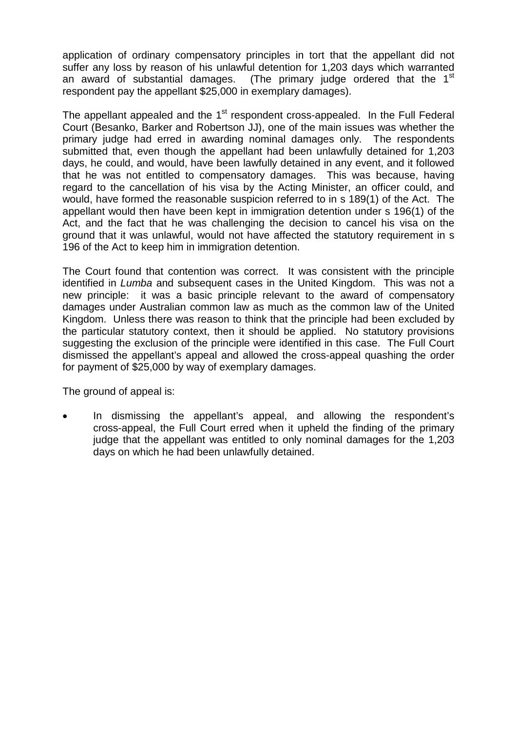application of ordinary compensatory principles in tort that the appellant did not suffer any loss by reason of his unlawful detention for 1,203 days which warranted an award of substantial damages. (The primary judge ordered that the 1st respondent pay the appellant $25,000 in exemplary damages).

The appellant appealed and the 1st respondent cross-appealed. In the Full Federal Court (Besanko, Barker and Robertson JJ), one of the main issues was whether the primary judge had erred in awarding nominal damages only. The respondents submitted that, even though the appellant had been unlawfully detained for 1,203 days, he could, and would, have been lawfully detained in any event, and it followed that he was not entitled to compensatory damages. This was because, having regard to the cancellation of his visa by the Acting Minister, an officer could, and would, have formed the reasonable suspicion referred to in s 189(1) of the Act. The appellant would then have been kept in immigration detention under s 196(1) of the Act, and the fact that he was challenging the decision to cancel his visa on the ground that it was unlawful, would not have affected the statutory requirement in s 196 of the Act to keep him in immigration detention.

The Court found that contention was correct. It was consistent with the principle identified in *Lumba* and subsequent cases in the United Kingdom. This was not a new principle: it was a basic principle relevant to the award of compensatory damages under Australian common law as much as the common law of the United Kingdom. Unless there was reason to think that the principle had been excluded by the particular statutory context, then it should be applied. No statutory provisions suggesting the exclusion of the principle were identified in this case. The Full Court dismissed the appellant's appeal and allowed the cross-appeal quashing the order for payment of $25,000 by way of exemplary damages.

The ground of appeal is:

- In dismissing the appellant's appeal, and allowing the respondent's cross-appeal, the Full Court erred when it upheld the finding of the primary judge that the appellant was entitled to only nominal damages for the 1,203 days on which he had been unlawfully detained.